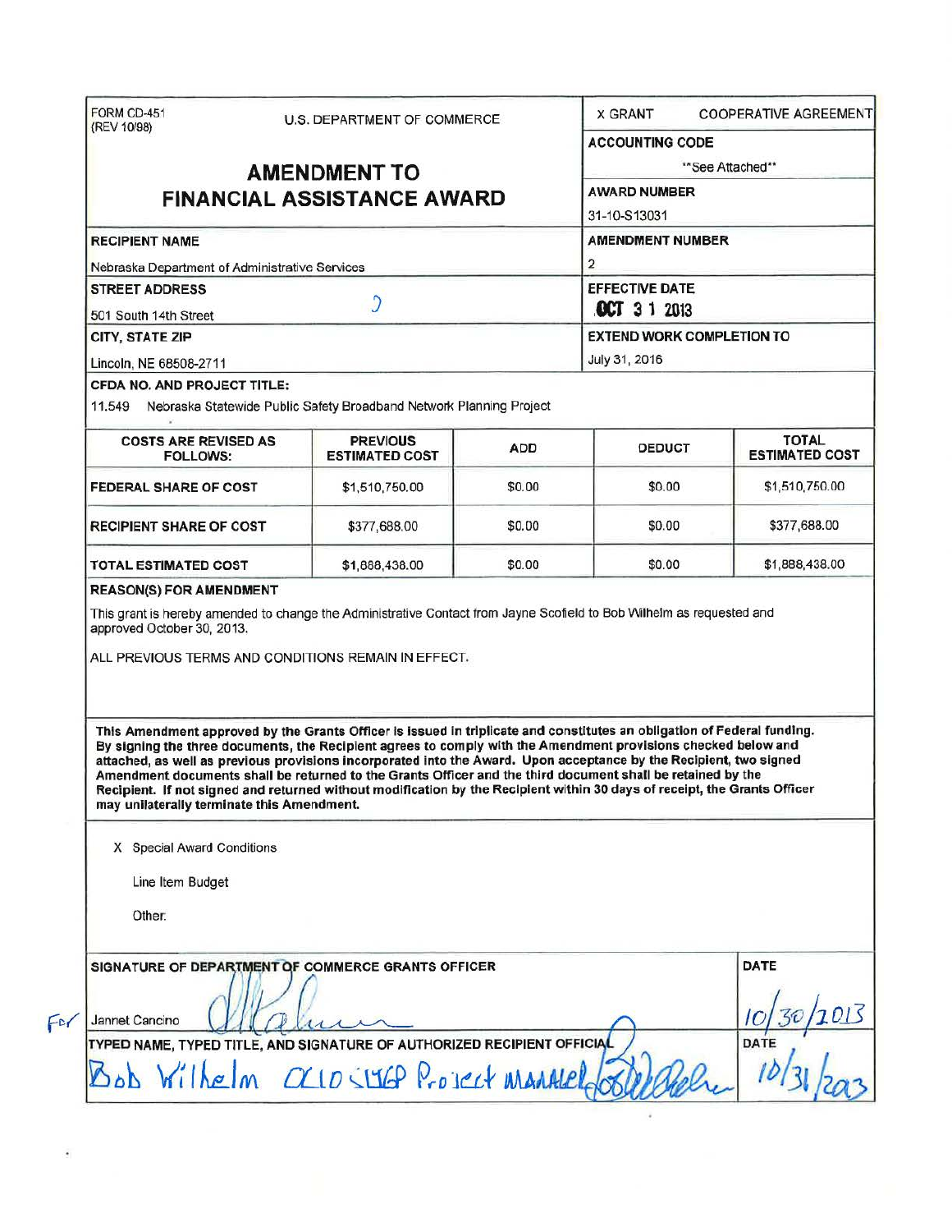FORM CD-451 (REV 10/98)

U.S. DEPARTMENT OF COMMERCE

# AMENDMENT TO FINANCIAL ASSISTANCE AWARD

X GRANT    COOPERATIVE AGREEMENT

**ACCOUNTING CODE**

**See Attached**

**AWARD NUMBER**

31-10-S13031

**RECIPIENT NAME**

Nebraska Department of Administrative Services

**AMENDMENT NUMBER**

2

**STREET ADDRESS**

501 South 14th Street

**EFFECTIVE DATE**

OCT 31 2013

**CITY, STATE ZIP**

Lincoln, NE 68508-2711

**EXTEND WORK COMPLETION TO**

July 31, 2016

**CFDA NO. AND PROJECT TITLE:**

11.549 Nebraska Statewide Public Safety Broadband Network Planning Project

| COSTS ARE REVISED AS FOLLOWS: | PREVIOUS ESTIMATED COST | ADD | DEDUCT | TOTAL ESTIMATED COST |
|---|---|---|---|---|
| FEDERAL SHARE OF COST | $1,510,750.00 | $0.00 | $0.00 | $1,510,750.00 |
| RECIPIENT SHARE OF COST | $377,688.00 | $0.00 | $0.00 | $377,688.00 |
| TOTAL ESTIMATED COST | $1,888,438.00 | $0.00 | $0.00 | $1,888,438.00 |

**REASON(S) FOR AMENDMENT**

This grant is hereby amended to change the Administrative Contact from Jayne Scofield to Bob Wilhelm as requested and approved October 30, 2013.

ALL PREVIOUS TERMS AND CONDITIONS REMAIN IN EFFECT.

**This Amendment approved by the Grants Officer is issued in triplicate and constitutes an obligation of Federal funding. By signing the three documents, the Recipient agrees to comply with the Amendment provisions checked below and attached, as well as previous provisions incorporated into the Award. Upon acceptance by the Recipient, two signed Amendment documents shall be returned to the Grants Officer and the third document shall be retained by the Recipient. If not signed and returned without modification by the Recipient within 30 days of receipt, the Grants Officer may unilaterally terminate this Amendment.**

X Special Award Conditions

Line Item Budget

Other:

**SIGNATURE OF DEPARTMENT OF COMMERCE GRANTS OFFICER**

For Jannet Cancino

**DATE**

10/30/2013

**TYPED NAME, TYPED TITLE, AND SIGNATURE OF AUTHORIZED RECIPIENT OFFICIAL**

Bob Wilhelm OCIO SLIGP Project Manager

**DATE**

10/31/2013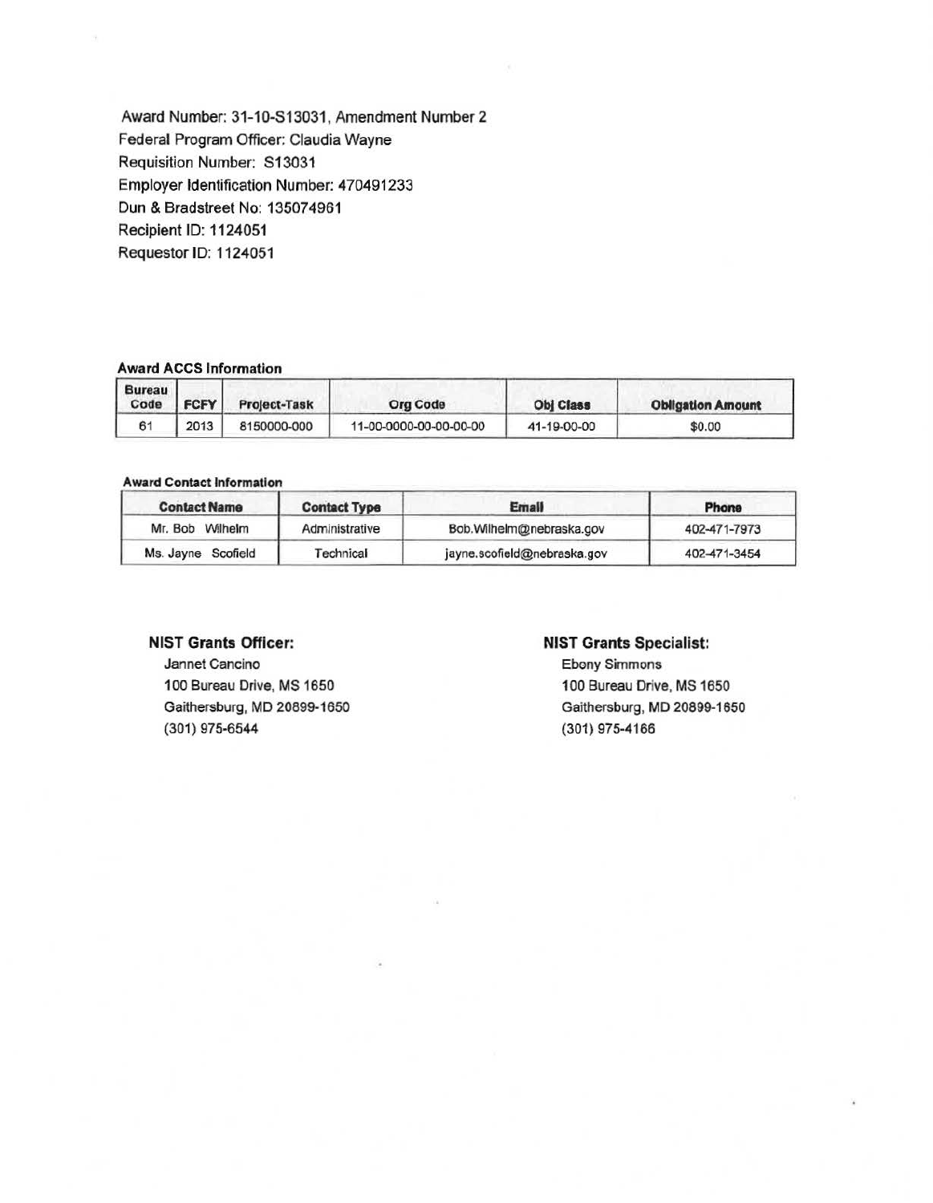Award Number: 31-10-S13031, Amendment Number 2
Federal Program Officer: Claudia Wayne
Requisition Number: S13031
Employer Identification Number: 470491233
Dun & Bradstreet No: 135074961
Recipient ID: 1124051
Requestor ID: 1124051

**Award ACCS Information**

| Bureau Code | FCFY | Project-Task | Org Code | Obj Class | Obligation Amount |
|---|---|---|---|---|---|
| 61 | 2013 | 8150000-000 | 11-00-0000-00-00-00-00 | 41-19-00-00 | $0.00 |

**Award Contact Information**

| Contact Name | Contact Type | Email | Phone |
|---|---|---|---|
| Mr. Bob Wilhelm | Administrative | Bob.Wilhelm@nebraska.gov | 402-471-7973 |
| Ms. Jayne Scofield | Technical | jayne.scofield@nebraska.gov | 402-471-3454 |

**NIST Grants Officer:**
Jannet Cancino
100 Bureau Drive, MS 1650
Gaithersburg, MD 20899-1650
(301) 975-6544

**NIST Grants Specialist:**
Ebony Simmons
100 Bureau Drive, MS 1650
Gaithersburg, MD 20899-1650
(301) 975-4166